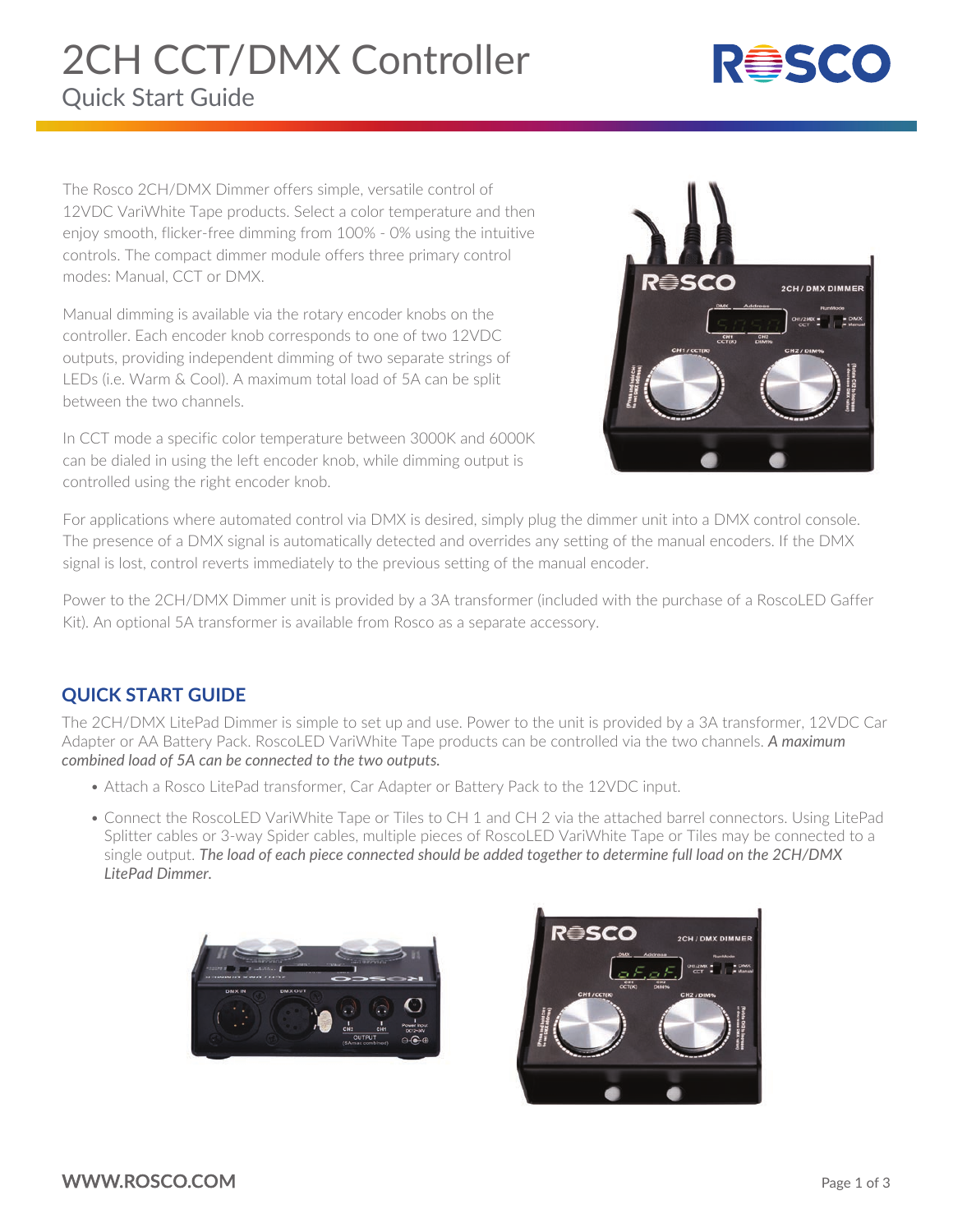# 2CH CCT/DMX Controller

## Quick Start Guide

The Rosco 2CH/DMX Dimmer offers simple, versatile control of 12VDC VariWhite Tape products. Select a color temperature and then enjoy smooth, flicker-free dimming from 100% - 0% using the intuitive controls. The compact dimmer module offers three primary control modes: Manual, CCT or DMX.

Manual dimming is available via the rotary encoder knobs on the controller. Each encoder knob corresponds to one of two 12VDC outputs, providing independent dimming of two separate strings of LEDs (i.e. Warm & Cool). A maximum total load of 5A can be split between the two channels.

In CCT mode a specific color temperature between 3000K and 6000K can be dialed in using the left encoder knob, while dimming output is controlled using the right encoder knob.

For applications where automated control via DMX is desired, simply plug the dimmer unit into a DMX control console. The presence of a DMX signal is automatically detected and overrides any setting of the manual encoders. If the DMX signal is lost, control reverts immediately to the previous setting of the manual encoder.

Power to the 2CH/DMX Dimmer unit is provided by a 3A transformer (included with the purchase of a RoscoLED Gaffer Kit). An optional 5A transformer is available from Rosco as a separate accessory.

## QUICK START GUIDE

The 2CH/DMX LitePad Dimmer is simple to set up and use. Power to the unit is provided by a 3A transformer, 12VDC Car Adapter or AA Battery Pack. RoscoLED VariWhite Tape products can be controlled via the two channels. ***A maximum combined load of 5A can be connected to the two outputs.***

- Attach a Rosco LitePad transformer, Car Adapter or Battery Pack to the 12VDC input.
- Connect the RoscoLED VariWhite Tape or Tiles to CH 1 and CH 2 via the attached barrel connectors. Using LitePad Splitter cables or 3-way Spider cables, multiple pieces of RoscoLED VariWhite Tape or Tiles may be connected to a single output. ***The load of each piece connected should be added together to determine full load on the 2CH/DMX LitePad Dimmer.***

**WWW.ROSCO.COM**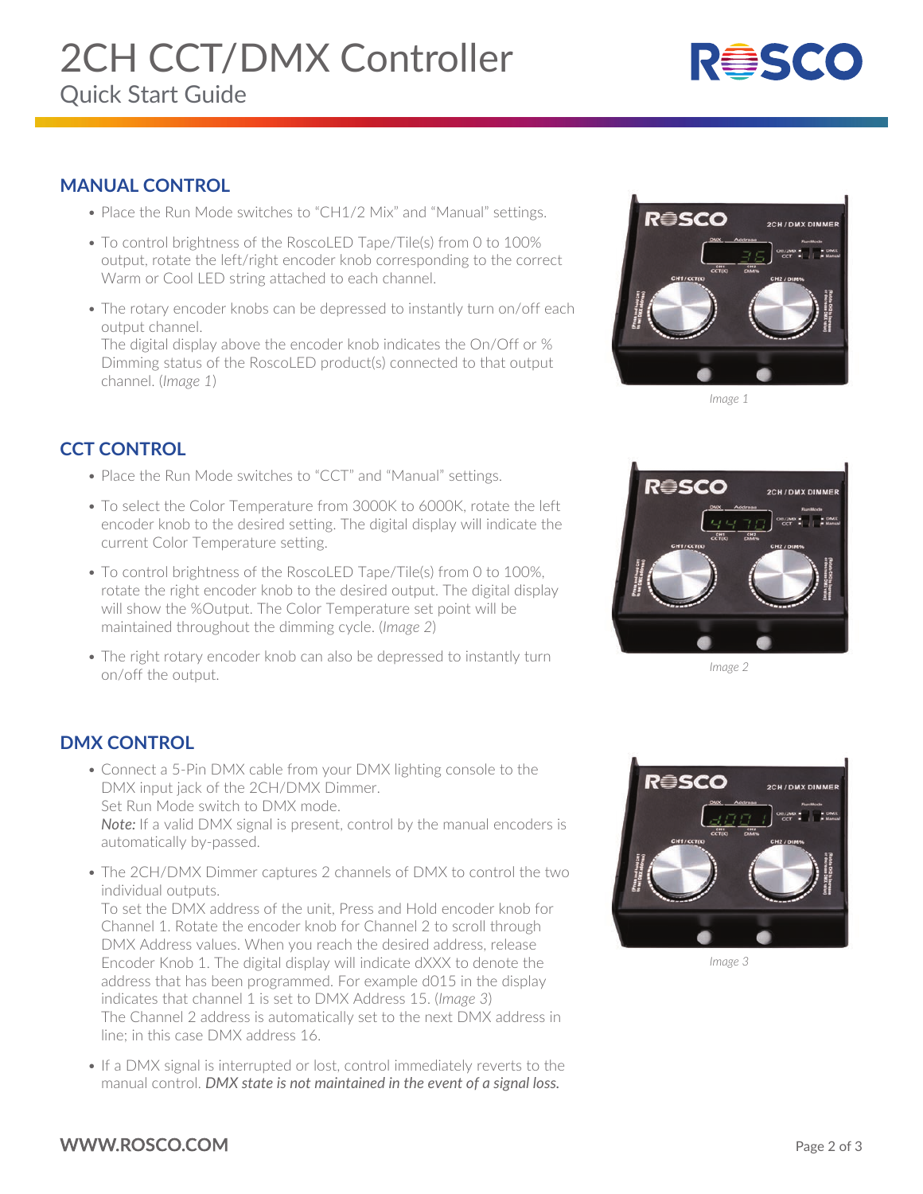# 2CH CCT/DMX Controller

Quick Start Guide

## MANUAL CONTROL

- Place the Run Mode switches to "CH1/2 Mix" and "Manual" settings.
- To control brightness of the RoscoLED Tape/Tile(s) from 0 to 100% output, rotate the left/right encoder knob corresponding to the correct Warm or Cool LED string attached to each channel.
- The rotary encoder knobs can be depressed to instantly turn on/off each output channel.
  The digital display above the encoder knob indicates the On/Off or % Dimming status of the RoscoLED product(s) connected to that output channel. (*Image 1*)

*Image 1*

## CCT CONTROL

- Place the Run Mode switches to "CCT" and "Manual" settings.
- To select the Color Temperature from 3000K to 6000K, rotate the left encoder knob to the desired setting. The digital display will indicate the current Color Temperature setting.
- To control brightness of the RoscoLED Tape/Tile(s) from 0 to 100%, rotate the right encoder knob to the desired output. The digital display will show the %Output. The Color Temperature set point will be maintained throughout the dimming cycle. (*Image 2*)
- The right rotary encoder knob can also be depressed to instantly turn on/off the output.

*Image 2*

## DMX CONTROL

- Connect a 5-Pin DMX cable from your DMX lighting console to the DMX input jack of the 2CH/DMX Dimmer.
  Set Run Mode switch to DMX mode.
  ***Note:*** If a valid DMX signal is present, control by the manual encoders is automatically by-passed.
- The 2CH/DMX Dimmer captures 2 channels of DMX to control the two individual outputs.
  To set the DMX address of the unit, Press and Hold encoder knob for Channel 1. Rotate the encoder knob for Channel 2 to scroll through DMX Address values. When you reach the desired address, release Encoder Knob 1. The digital display will indicate dXXX to denote the address that has been programmed. For example d015 in the display indicates that channel 1 is set to DMX Address 15. (*Image 3*)
  The Channel 2 address is automatically set to the next DMX address in line; in this case DMX address 16.
- If a DMX signal is interrupted or lost, control immediately reverts to the manual control. ***DMX state is not maintained in the event of a signal loss.***

*Image 3*

**WWW.ROSCO.COM**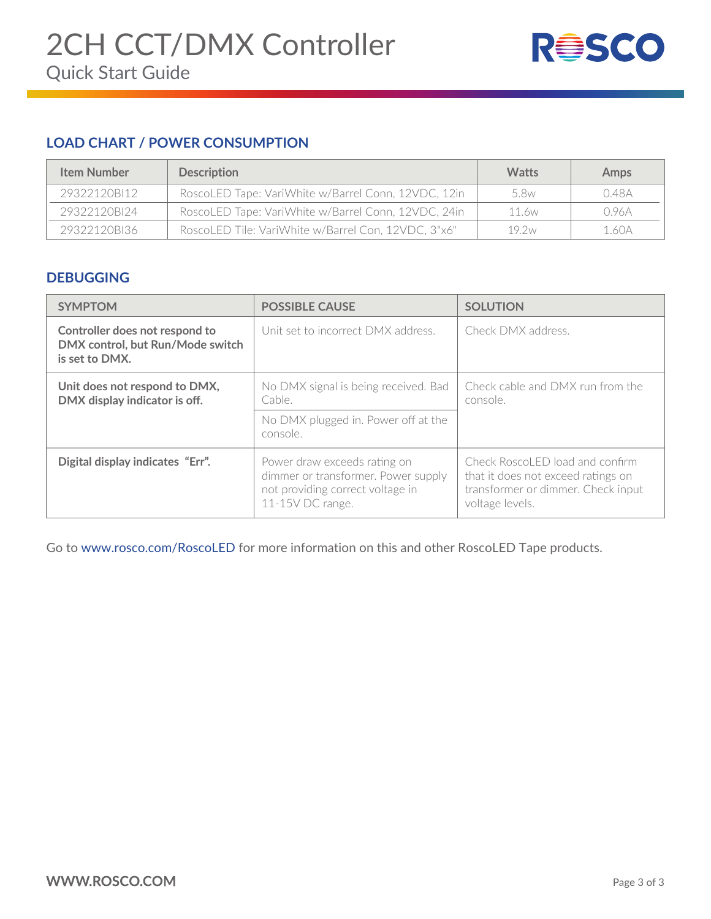# 2CH CCT/DMX Controller

Quick Start Guide

## LOAD CHART / POWER CONSUMPTION

| Item Number | Description | Watts | Amps |
|---|---|---|---|
| 29322120BI12 | RoscoLED Tape: VariWhite w/Barrel Conn, 12VDC, 12in | 5.8w | 0.48A |
| 29322120BI24 | RoscoLED Tape: VariWhite w/Barrel Conn, 12VDC, 24in | 11.6w | 0.96A |
| 29322120BI36 | RoscoLED Tile: VariWhite w/Barrel Con, 12VDC, 3"x6" | 19.2w | 1.60A |

## DEBUGGING

| SYMPTOM | POSSIBLE CAUSE | SOLUTION |
|---|---|---|
| **Controller does not respond to DMX control, but Run/Mode switch is set to DMX.** | Unit set to incorrect DMX address. | Check DMX address. |
| **Unit does not respond to DMX, DMX display indicator is off.** | No DMX signal is being received. Bad Cable. | Check cable and DMX run from the console. |
| | No DMX plugged in. Power off at the console. | |
| **Digital display indicates "Err".** | Power draw exceeds rating on dimmer or transformer. Power supply not providing correct voltage in 11-15V DC range. | Check RoscoLED load and confirm that it does not exceed ratings on transformer or dimmer. Check input voltage levels. |

Go to www.rosco.com/RoscoLED for more information on this and other RoscoLED Tape products.